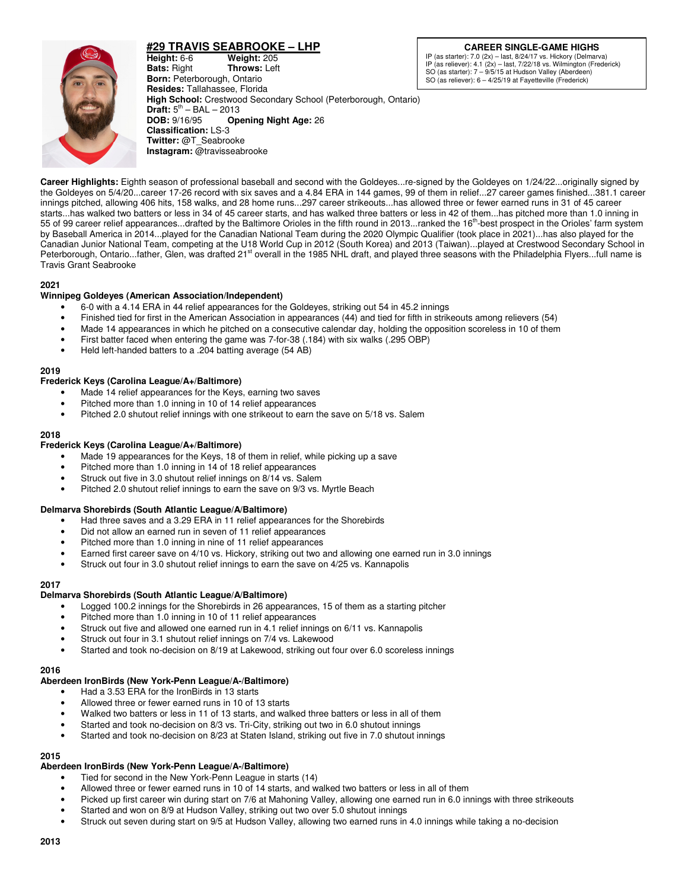# #29 TRAVIS SEABROOKE – LHP

**Height:** 6-6 **Weight:** 205
**Bats:** Right **Throws:** Left
**Born:** Peterborough, Ontario
**Resides:** Tallahassee, Florida
**High School:** Crestwood Secondary School (Peterborough, Ontario)
**Draft:** 5th – BAL – 2013
**DOB:** 9/16/95 **Opening Night Age:** 26
**Classification:** LS-3
**Twitter:** @T_Seabrooke
**Instagram:** @travisseabrooke

**CAREER SINGLE-GAME HIGHS**
IP (as starter): 7.0 (2x) – last, 8/24/17 vs. Hickory (Delmarva)
IP (as reliever): 4.1 (2x) – last, 7/22/18 vs. Wilmington (Frederick)
SO (as starter): 7 – 9/5/15 at Hudson Valley (Aberdeen)
SO (as reliever): 6 – 4/25/19 at Fayetteville (Frederick)

**Career Highlights:** Eighth season of professional baseball and second with the Goldeyes...re-signed by the Goldeyes on 1/24/22...originally signed by the Goldeyes on 5/4/20...career 17-26 record with six saves and a 4.84 ERA in 144 games, 99 of them in relief...27 career games finished...381.1 career innings pitched, allowing 406 hits, 158 walks, and 28 home runs...297 career strikeouts...has allowed three or fewer earned runs in 31 of 45 career starts...has walked two batters or less in 34 of 45 career starts, and has walked three batters or less in 42 of them...has pitched more than 1.0 inning in 55 of 99 career relief appearances...drafted by the Baltimore Orioles in the fifth round in 2013...ranked the 16th-best prospect in the Orioles' farm system by Baseball America in 2014...played for the Canadian National Team during the 2020 Olympic Qualifier (took place in 2021)...has also played for the Canadian Junior National Team, competing at the U18 World Cup in 2012 (South Korea) and 2013 (Taiwan)...played at Crestwood Secondary School in Peterborough, Ontario...father, Glen, was drafted 21st overall in the 1985 NHL draft, and played three seasons with the Philadelphia Flyers...full name is Travis Grant Seabrooke

## 2021

### Winnipeg Goldeyes (American Association/Independent)

- 6-0 with a 4.14 ERA in 44 relief appearances for the Goldeyes, striking out 54 in 45.2 innings
- Finished tied for first in the American Association in appearances (44) and tied for fifth in strikeouts among relievers (54)
- Made 14 appearances in which he pitched on a consecutive calendar day, holding the opposition scoreless in 10 of them
- First batter faced when entering the game was 7-for-38 (.184) with six walks (.295 OBP)
- Held left-handed batters to a .204 batting average (54 AB)

## 2019

### Frederick Keys (Carolina League/A+/Baltimore)

- Made 14 relief appearances for the Keys, earning two saves
- Pitched more than 1.0 inning in 10 of 14 relief appearances
- Pitched 2.0 shutout relief innings with one strikeout to earn the save on 5/18 vs. Salem

## 2018

### Frederick Keys (Carolina League/A+/Baltimore)

- Made 19 appearances for the Keys, 18 of them in relief, while picking up a save
- Pitched more than 1.0 inning in 14 of 18 relief appearances
- Struck out five in 3.0 shutout relief innings on 8/14 vs. Salem
- Pitched 2.0 shutout relief innings to earn the save on 9/3 vs. Myrtle Beach

### Delmarva Shorebirds (South Atlantic League/A/Baltimore)

- Had three saves and a 3.29 ERA in 11 relief appearances for the Shorebirds
- Did not allow an earned run in seven of 11 relief appearances
- Pitched more than 1.0 inning in nine of 11 relief appearances
- Earned first career save on 4/10 vs. Hickory, striking out two and allowing one earned run in 3.0 innings
- Struck out four in 3.0 shutout relief innings to earn the save on 4/25 vs. Kannapolis

## 2017

### Delmarva Shorebirds (South Atlantic League/A/Baltimore)

- Logged 100.2 innings for the Shorebirds in 26 appearances, 15 of them as a starting pitcher
- Pitched more than 1.0 inning in 10 of 11 relief appearances
- Struck out five and allowed one earned run in 4.1 relief innings on 6/11 vs. Kannapolis
- Struck out four in 3.1 shutout relief innings on 7/4 vs. Lakewood
- Started and took no-decision on 8/19 at Lakewood, striking out four over 6.0 scoreless innings

## 2016

### Aberdeen IronBirds (New York-Penn League/A-/Baltimore)

- Had a 3.53 ERA for the IronBirds in 13 starts
- Allowed three or fewer earned runs in 10 of 13 starts
- Walked two batters or less in 11 of 13 starts, and walked three batters or less in all of them
- Started and took no-decision on 8/3 vs. Tri-City, striking out two in 6.0 shutout innings
- Started and took no-decision on 8/23 at Staten Island, striking out five in 7.0 shutout innings

## 2015

### Aberdeen IronBirds (New York-Penn League/A-/Baltimore)

- Tied for second in the New York-Penn League in starts (14)
- Allowed three or fewer earned runs in 10 of 14 starts, and walked two batters or less in all of them
- Picked up first career win during start on 7/6 at Mahoning Valley, allowing one earned run in 6.0 innings with three strikeouts
- Started and won on 8/9 at Hudson Valley, striking out two over 5.0 shutout innings
- Struck out seven during start on 9/5 at Hudson Valley, allowing two earned runs in 4.0 innings while taking a no-decision

## 2013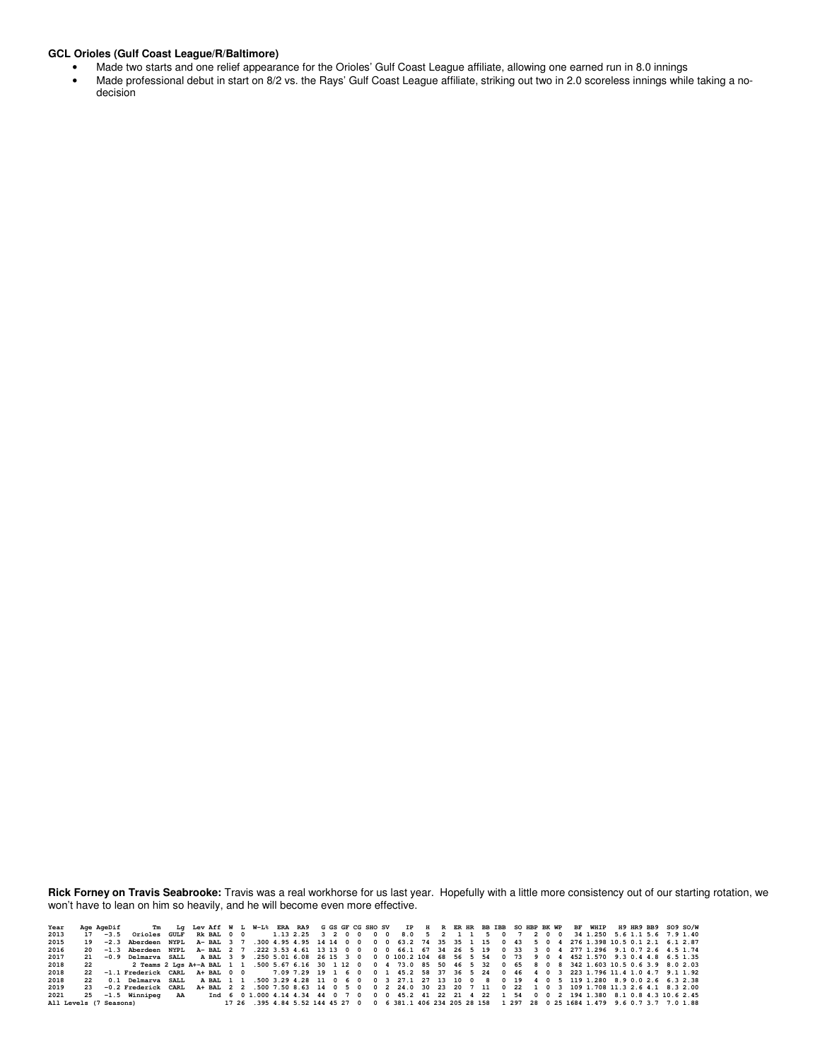**GCL Orioles (Gulf Coast League/R/Baltimore)**

- Made two starts and one relief appearance for the Orioles' Gulf Coast League affiliate, allowing one earned run in 8.0 innings
- Made professional debut in start on 8/2 vs. the Rays' Gulf Coast League affiliate, striking out two in 2.0 scoreless innings while taking a no-decision

**Rick Forney on Travis Seabrooke:** Travis was a real workhorse for us last year. Hopefully with a little more consistency out of our starting rotation, we won't have to lean on him so heavily, and he will become even more effective.

| Year | Age | AgeDif | Tm | Lg | Lev | Aff | W | L | W-L% | ERA | RA9 | G | GS | GF | CG | SHO | SV | IP | H | R | ER | HR | BB | IBB | SO | HBP | BK | WP | BF | WHIP | H9 | HR9 | BB9 | SO9 | SO/W |
|---|---|---|---|---|---|---|---|---|---|---|---|---|---|---|---|---|---|---|---|---|---|---|---|---|---|---|---|---|---|---|---|---|---|---|---|
| 2013 | 17 | -3.5 | Orioles | GULF | Rk | BAL | 0 | 0 | | 1.13 | 2.25 | 3 | 2 | 0 | 0 | 0 | 0 | 8.0 | 5 | 2 | 1 | 1 | 5 | 0 | 7 | 2 | 0 | 0 | 34 | 1.250 | 5.6 | 1.1 | 5.6 | 7.9 | 1.40 |
| 2015 | 19 | -2.3 | Aberdeen | NYPL | A- | BAL | 3 | 7 | .300 | 4.95 | 4.95 | 14 | 14 | 0 | 0 | 0 | 0 | 63.2 | 74 | 35 | 35 | 1 | 15 | 0 | 43 | 5 | 0 | 4 | 276 | 1.398 | 10.5 | 0.1 | 2.1 | 6.1 | 2.87 |
| 2016 | 20 | -1.3 | Aberdeen | NYPL | A- | BAL | 2 | 7 | .222 | 3.53 | 4.61 | 13 | 13 | 0 | 0 | 0 | 0 | 66.1 | 67 | 34 | 26 | 5 | 19 | 0 | 33 | 3 | 0 | 4 | 277 | 1.296 | 9.1 | 0.7 | 2.6 | 4.5 | 1.74 |
| 2017 | 21 | -0.9 | Delmarva | SALL | A | BAL | 3 | 9 | .250 | 5.01 | 6.08 | 26 | 15 | 3 | 0 | 0 | 0 | 100.2 | 104 | 68 | 56 | 5 | 54 | 0 | 73 | 9 | 0 | 4 | 452 | 1.570 | 9.3 | 0.4 | 4.8 | 6.5 | 1.35 |
| 2018 | 22 | | 2 Teams | 2 Lgs | A+-A | BAL | 1 | 1 | .500 | 5.67 | 6.16 | 30 | 1 | 12 | 0 | 0 | 4 | 73.0 | 85 | 50 | 46 | 5 | 32 | 0 | 65 | 8 | 0 | 8 | 342 | 1.603 | 10.5 | 0.6 | 3.9 | 8.0 | 2.03 |
| 2018 | 22 | -1.1 | Frederick | CARL | A+ | BAL | 0 | 0 | | 7.09 | 7.29 | 19 | 1 | 6 | 0 | 0 | 1 | 45.2 | 58 | 37 | 36 | 5 | 24 | 0 | 46 | 4 | 0 | 3 | 223 | 1.796 | 11.4 | 1.0 | 4.7 | 9.1 | 1.92 |
| 2018 | 22 | 0.1 | Delmarva | SALL | A | BAL | 1 | 1 | .500 | 3.29 | 4.28 | 11 | 0 | 6 | 0 | 0 | 3 | 27.1 | 27 | 13 | 10 | 0 | 8 | 0 | 19 | 4 | 0 | 5 | 119 | 1.280 | 8.9 | 0.0 | 2.6 | 6.3 | 2.38 |
| 2019 | 23 | -0.2 | Frederick | CARL | A+ | BAL | 2 | 2 | .500 | 7.50 | 8.63 | 14 | 0 | 5 | 0 | 0 | 2 | 24.0 | 30 | 23 | 20 | 7 | 11 | 0 | 22 | 1 | 0 | 3 | 109 | 1.708 | 11.3 | 2.6 | 4.1 | 8.3 | 2.00 |
| 2021 | 25 | -1.5 | Winnipeg | AA | Ind | | 6 | 0 | 1.000 | 4.14 | 4.34 | 44 | 0 | 7 | 0 | 0 | 0 | 45.2 | 41 | 22 | 21 | 4 | 22 | 1 | 54 | 0 | 0 | 2 | 194 | 1.380 | 8.1 | 0.8 | 4.3 | 10.6 | 2.45 |
| All Levels (7 Seasons) | | | | | | | 17 | 26 | .395 | 4.84 | 5.52 | 144 | 45 | 27 | 0 | 0 | 6 | 381.1 | 406 | 234 | 205 | 28 | 158 | 1 | 297 | 28 | 0 | 25 | 1684 | 1.479 | 9.6 | 0.7 | 3.7 | 7.0 | 1.88 |